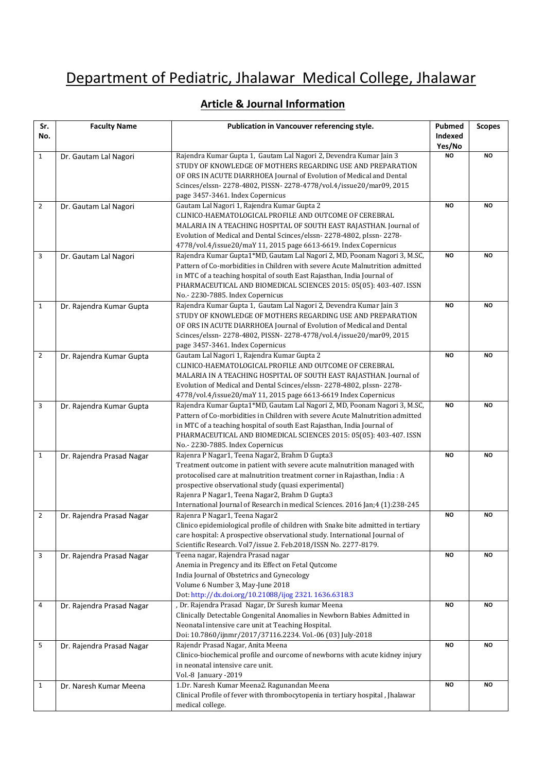# Department of Pediatric, Jhalawar Medical College, Jhalawar

## Article & Journal Information

| Sr. No. | Faculty Name | Publication in Vancouver referencing style. | Pubmed Indexed Yes/No | Scopes |
|---|---|---|---|---|
| 1 | Dr. Gautam Lal Nagori | Rajendra Kumar Gupta 1, Gautam Lal Nagori 2, Devendra Kumar Jain 3 STUDY OF KNOWLEDGE OF MOTHERS REGARDING USE AND PREPARATION OF ORS IN ACUTE DIARRHOEA Journal of Evolution of Medical and Dental Scinces/elssn- 2278-4802, PISSN- 2278-4778/vol.4/issue20/mar09, 2015 page 3457-3461. Index Copernicus | NO | NO |
| 2 | Dr. Gautam Lal Nagori | Gautam Lal Nagori 1, Rajendra Kumar Gupta 2 CLINICO-HAEMATOLOGICAL PROFILE AND OUTCOME OF CEREBRAL MALARIA IN A TEACHING HOSPITAL OF SOUTH EAST RAJASTHAN. Journal of Evolution of Medical and Dental Scinces/elssn- 2278-4802, pIssn- 2278-4778/vol.4/issue20/maY 11, 2015 page 6613-6619. Index Copernicus | NO | NO |
| 3 | Dr. Gautam Lal Nagori | Rajendra Kumar Gupta1*MD, Gautam Lal Nagori 2, MD, Poonam Nagori 3, M.SC, Pattern of Co-morbidities in Children with severe Acute Malnutrition admitted in MTC of a teaching hospital of south East Rajasthan, India Journal of PHARMACEUTICAL AND BIOMEDICAL SCIENCES 2015: 05(05): 403-407. ISSN No.- 2230-7885. Index Copernicus | NO | NO |
| 1 | Dr. Rajendra Kumar Gupta | Rajendra Kumar Gupta 1, Gautam Lal Nagori 2, Devendra Kumar Jain 3 STUDY OF KNOWLEDGE OF MOTHERS REGARDING USE AND PREPARATION OF ORS IN ACUTE DIARRHOEA Journal of Evolution of Medical and Dental Scinces/elssn- 2278-4802, PISSN- 2278-4778/vol.4/issue20/mar09, 2015 page 3457-3461. Index Copernicus | NO | NO |
| 2 | Dr. Rajendra Kumar Gupta | Gautam Lal Nagori 1, Rajendra Kumar Gupta 2 CLINICO-HAEMATOLOGICAL PROFILE AND OUTCOME OF CEREBRAL MALARIA IN A TEACHING HOSPITAL OF SOUTH EAST RAJASTHAN. Journal of Evolution of Medical and Dental Scinces/elssn- 2278-4802, pIssn- 2278-4778/vol.4/issue20/maY 11, 2015 page 6613-6619 Index Copernicus | NO | NO |
| 3 | Dr. Rajendra Kumar Gupta | Rajendra Kumar Gupta1*MD, Gautam Lal Nagori 2, MD, Poonam Nagori 3, M.SC, Pattern of Co-morbidities in Children with severe Acute Malnutrition admitted in MTC of a teaching hospital of south East Rajasthan, India Journal of PHARMACEUTICAL AND BIOMEDICAL SCIENCES 2015: 05(05): 403-407. ISSN No.- 2230-7885. Index Copernicus | NO | NO |
| 1 | Dr. Rajendra Prasad Nagar | Rajenra P Nagar1, Teena Nagar2, Brahm D Gupta3 Treatment outcome in patient with severe acute malnutrition managed with protocolised care at malnutrition treatment corner in Rajasthan, India : A prospective observational study (quasi experimental) Rajenra P Nagar1, Teena Nagar2, Brahm D Gupta3 International Journal of Research in medical Sciences. 2016 Jan;4 (1):238-245 | NO | NO |
| 2 | Dr. Rajendra Prasad Nagar | Rajenra P Nagar1, Teena Nagar2 Clinico epidemiological profile of children with Snake bite admitted in tertiary care hospital: A prospective observational study. International Journal of Scientific Research. Vol7/issue 2. Feb.2018/ISSN No. 2277-8179. | NO | NO |
| 3 | Dr. Rajendra Prasad Nagar | Teena nagar, Rajendra Prasad nagar Anemia in Pregency and its Effect on Fetal Qutcome India Journal of Obstetrics and Gynecology Volume 6 Number 3, May-June 2018 Dot: http://dx.doi.org/10.21088/ijog 2321. 1636.6318.3 | NO | NO |
| 4 | Dr. Rajendra Prasad Nagar | , Dr. Rajendra Prasad Nagar, Dr Suresh kumar Meena Clinically Detectable Congenital Anomalies in Newborn Babies Admitted in Neonatal intensive care unit at Teaching Hospital. Doi: 10.7860/ijnmr/2017/37116.2234. Vol.-06 (03) July-2018 | NO | NO |
| 5 | Dr. Rajendra Prasad Nagar | Rajendr Prasad Nagar, Anita Meena Clinico-biochemical profile and ourcome of newborns with acute kidney injury in neonatal intensive care unit. Vol.-8 January -2019 | NO | NO |
| 1 | Dr. Naresh Kumar Meena | 1.Dr. Naresh Kumar Meena2. Ragunandan Meena Clinical Profile of fever with thrombocytopenia in tertiary hospital , Jhalawar medical college. | NO | NO |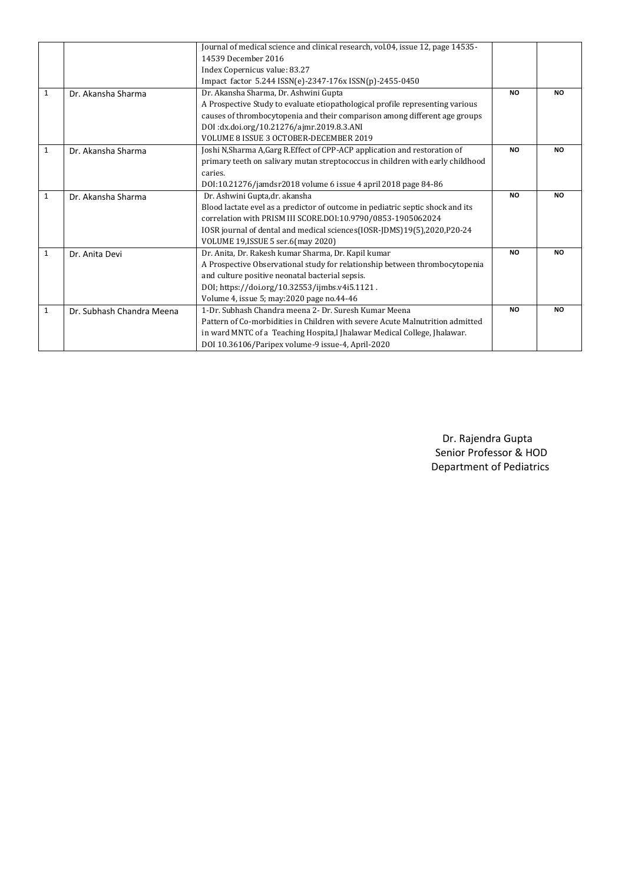| | | | | |
|---|---|---|---|---|
| | | Journal of medical science and clinical research, vol.04, issue 12, page 14535-14539 December 2016<br>Index Copernicus value: 83.27<br>Impact factor 5.244 ISSN(e)-2347-176x ISSN(p)-2455-0450 | | |
| 1 | Dr. Akansha Sharma | Dr. Akansha Sharma, Dr. Ashwini Gupta<br>A Prospective Study to evaluate etiopathological profile representing various causes of thrombocytopenia and their comparison among different age groups<br>DOI :dx.doi.org/10.21276/ajmr.2019.8.3.ANI<br>VOLUME 8 ISSUE 3 OCTOBER-DECEMBER 2019 | NO | NO |
| 1 | Dr. Akansha Sharma | Joshi N,Sharma A,Garg R.Effect of CPP-ACP application and restoration of primary teeth on salivary mutan streptococcus in children with early childhood caries.<br>DOI:10.21276/jamdsr2018 volume 6 issue 4 april 2018 page 84-86 | NO | NO |
| 1 | Dr. Akansha Sharma | Dr. Ashwini Gupta,dr. akansha<br>Blood lactate evel as a predictor of outcome in pediatric septic shock and its correlation with PRISM III SCORE.DOI:10.9790/0853-1905062024<br>IOSR journal of dental and medical sciences(IOSR-JDMS)19(5),2020,P20-24<br>VOLUME 19,ISSUE 5 ser.6(may 2020) | NO | NO |
| 1 | Dr. Anita Devi | Dr. Anita, Dr. Rakesh kumar Sharma, Dr. Kapil kumar<br>A Prospective Observational study for relationship between thrombocytopenia and culture positive neonatal bacterial sepsis.<br>DOI; https://doi.org/10.32553/ijmbs.v4i5.1121 .<br>Volume 4, issue 5; may:2020 page no.44-46 | NO | NO |
| 1 | Dr. Subhash Chandra Meena | 1-Dr. Subhash Chandra meena 2- Dr. Suresh Kumar Meena<br>Pattern of Co-morbidities in Children with severe Acute Malnutrition admitted in ward MNTC of a Teaching Hospita,l Jhalawar Medical College, Jhalawar.<br>DOI 10.36106/Paripex volume-9 issue-4, April-2020 | NO | NO |

Dr. Rajendra Gupta
Senior Professor & HOD
Department of Pediatrics